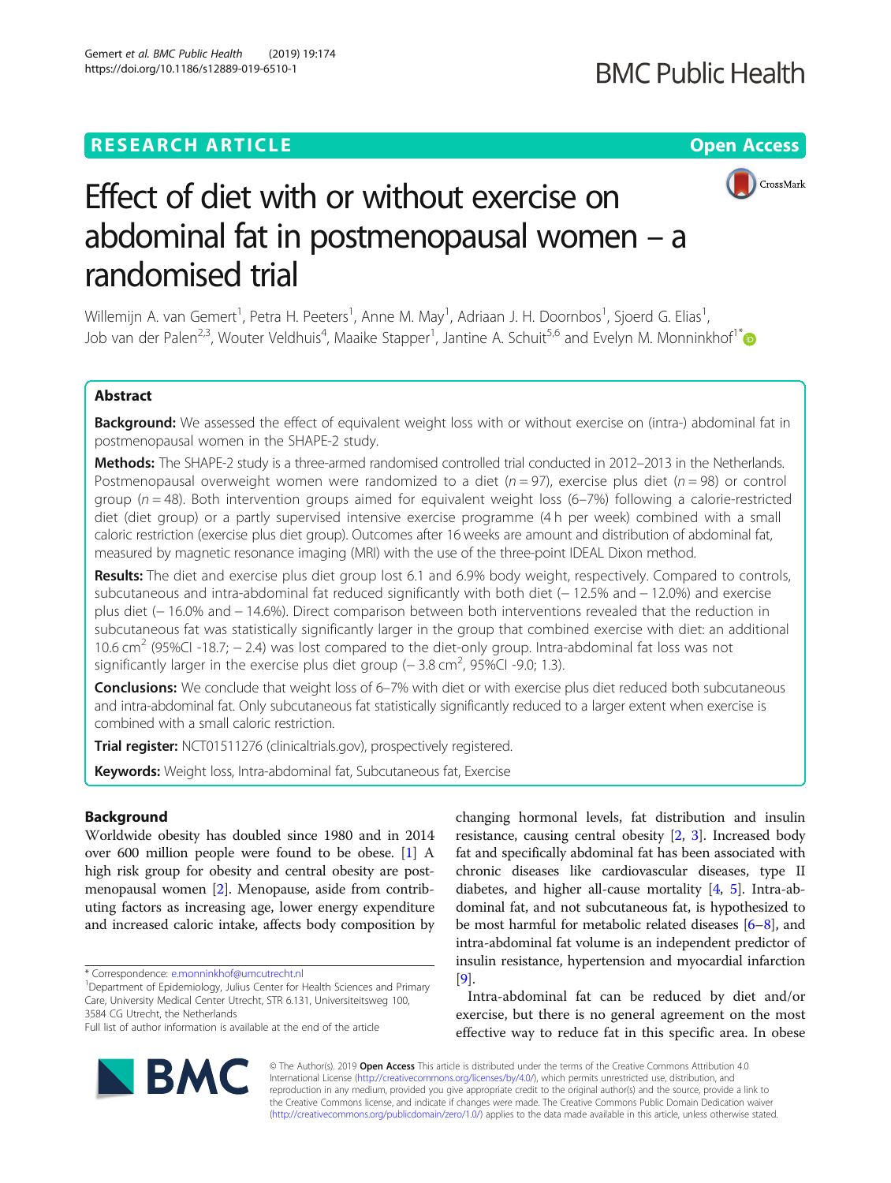RESEARCH ARTICLE

Open Access

# Effect of diet with or without exercise on abdominal fat in postmenopausal women – a randomised trial

Willemijn A. van Gemert[1], Petra H. Peeters[1], Anne M. May[1], Adriaan J. H. Doornbos[1], Sjoerd G. Elias[1], Job van der Palen[2,3], Wouter Veldhuis[4], Maaike Stapper[1], Jantine A. Schuit[5,6] and Evelyn M. Monninkhof[1*]

## Abstract

**Background:** We assessed the effect of equivalent weight loss with or without exercise on (intra-) abdominal fat in postmenopausal women in the SHAPE-2 study.

**Methods:** The SHAPE-2 study is a three-armed randomised controlled trial conducted in 2012–2013 in the Netherlands. Postmenopausal overweight women were randomized to a diet ($n = 97$), exercise plus diet ($n = 98$) or control group ($n = 48$). Both intervention groups aimed for equivalent weight loss (6–7%) following a calorie-restricted diet (diet group) or a partly supervised intensive exercise programme (4 h per week) combined with a small caloric restriction (exercise plus diet group). Outcomes after 16 weeks are amount and distribution of abdominal fat, measured by magnetic resonance imaging (MRI) with the use of the three-point IDEAL Dixon method.

**Results:** The diet and exercise plus diet group lost 6.1 and 6.9% body weight, respectively. Compared to controls, subcutaneous and intra-abdominal fat reduced significantly with both diet (− 12.5% and − 12.0%) and exercise plus diet (− 16.0% and − 14.6%). Direct comparison between both interventions revealed that the reduction in subcutaneous fat was statistically significantly larger in the group that combined exercise with diet: an additional 10.6 $cm^2$ (95%CI -18.7; − 2.4) was lost compared to the diet-only group. Intra-abdominal fat loss was not significantly larger in the exercise plus diet group (− 3.8 $cm^2$, 95%CI -9.0; 1.3).

**Conclusions:** We conclude that weight loss of 6–7% with diet or with exercise plus diet reduced both subcutaneous and intra-abdominal fat. Only subcutaneous fat statistically significantly reduced to a larger extent when exercise is combined with a small caloric restriction.

**Trial register:** NCT01511276 (clinicaltrials.gov), prospectively registered.

**Keywords:** Weight loss, Intra-abdominal fat, Subcutaneous fat, Exercise

## Background

Worldwide obesity has doubled since 1980 and in 2014 over 600 million people were found to be obese. [1] A high risk group for obesity and central obesity are postmenopausal women [2]. Menopause, aside from contributing factors as increasing age, lower energy expenditure and increased caloric intake, affects body composition by changing hormonal levels, fat distribution and insulin resistance, causing central obesity [2, 3]. Increased body fat and specifically abdominal fat has been associated with chronic diseases like cardiovascular diseases, type II diabetes, and higher all-cause mortality [4, 5]. Intra-abdominal fat, and not subcutaneous fat, is hypothesized to be most harmful for metabolic related diseases [6–8], and intra-abdominal fat volume is an independent predictor of insulin resistance, hypertension and myocardial infarction [9].

Intra-abdominal fat can be reduced by diet and/or exercise, but there is no general agreement on the most effective way to reduce fat in this specific area. In obese

\* Correspondence: e.monninkhof@umcutrecht.nl
[1]Department of Epidemiology, Julius Center for Health Sciences and Primary Care, University Medical Center Utrecht, STR 6.131, Universiteitsweg 100, 3584 CG Utrecht, the Netherlands
Full list of author information is available at the end of the article

© The Author(s). 2019 **Open Access** This article is distributed under the terms of the Creative Commons Attribution 4.0 International License (http://creativecommons.org/licenses/by/4.0/), which permits unrestricted use, distribution, and reproduction in any medium, provided you give appropriate credit to the original author(s) and the source, provide a link to the Creative Commons license, and indicate if changes were made. The Creative Commons Public Domain Dedication waiver (http://creativecommons.org/publicdomain/zero/1.0/) applies to the data made available in this article, unless otherwise stated.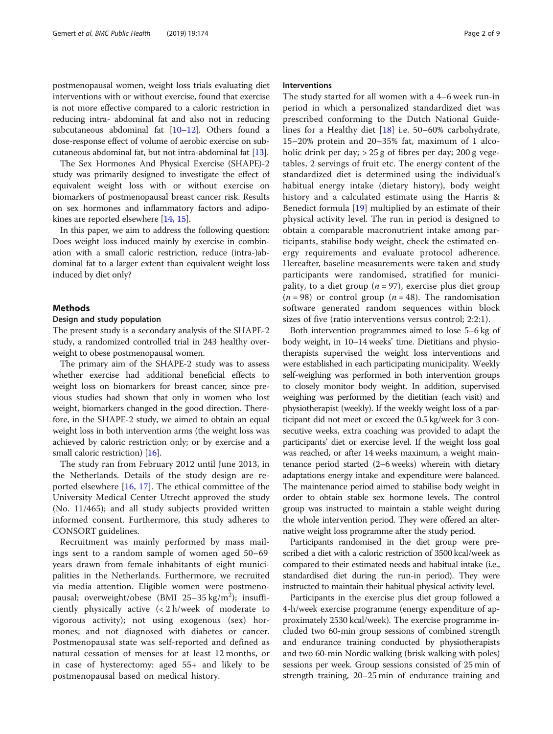postmenopausal women, weight loss trials evaluating diet interventions with or without exercise, found that exercise is not more effective compared to a caloric restriction in reducing intra- abdominal fat and also not in reducing subcutaneous abdominal fat [10–12]. Others found a dose-response effect of volume of aerobic exercise on subcutaneous abdominal fat, but not intra-abdominal fat [13].

The Sex Hormones And Physical Exercise (SHAPE)-2 study was primarily designed to investigate the effect of equivalent weight loss with or without exercise on biomarkers of postmenopausal breast cancer risk. Results on sex hormones and inflammatory factors and adipokines are reported elsewhere [14, 15].

In this paper, we aim to address the following question: Does weight loss induced mainly by exercise in combination with a small caloric restriction, reduce (intra-)abdominal fat to a larger extent than equivalent weight loss induced by diet only?

## Methods

### Design and study population

The present study is a secondary analysis of the SHAPE-2 study, a randomized controlled trial in 243 healthy overweight to obese postmenopausal women.

The primary aim of the SHAPE-2 study was to assess whether exercise had additional beneficial effects to weight loss on biomarkers for breast cancer, since previous studies had shown that only in women who lost weight, biomarkers changed in the good direction. Therefore, in the SHAPE-2 study, we aimed to obtain an equal weight loss in both intervention arms (the weight loss was achieved by caloric restriction only; or by exercise and a small caloric restriction) [16].

The study ran from February 2012 until June 2013, in the Netherlands. Details of the study design are reported elsewhere [16, 17]. The ethical committee of the University Medical Center Utrecht approved the study (No. 11/465); and all study subjects provided written informed consent. Furthermore, this study adheres to CONSORT guidelines.

Recruitment was mainly performed by mass mailings sent to a random sample of women aged 50–69 years drawn from female inhabitants of eight municipalities in the Netherlands. Furthermore, we recruited via media attention. Eligible women were postmenopausal; overweight/obese (BMI 25–35 $kg/m^2$); insufficiently physically active (< 2 h/week of moderate to vigorous activity); not using exogenous (sex) hormones; and not diagnosed with diabetes or cancer. Postmenopausal state was self-reported and defined as natural cessation of menses for at least 12 months, or in case of hysterectomy: aged 55+ and likely to be postmenopausal based on medical history.

### Interventions

The study started for all women with a 4–6 week run-in period in which a personalized standardized diet was prescribed conforming to the Dutch National Guidelines for a Healthy diet [18] i.e. 50–60% carbohydrate, 15–20% protein and 20–35% fat, maximum of 1 alcoholic drink per day; > 25 g of fibres per day; 200 g vegetables, 2 servings of fruit etc. The energy content of the standardized diet is determined using the individual's habitual energy intake (dietary history), body weight history and a calculated estimate using the Harris & Benedict formula [19] multiplied by an estimate of their physical activity level. The run in period is designed to obtain a comparable macronutrient intake among participants, stabilise body weight, check the estimated energy requirements and evaluate protocol adherence. Hereafter, baseline measurements were taken and study participants were randomised, stratified for municipality, to a diet group ($n = 97$), exercise plus diet group ($n = 98$) or control group ($n = 48$). The randomisation software generated random sequences within block sizes of five (ratio interventions versus control; 2:2:1).

Both intervention programmes aimed to lose 5–6 kg of body weight, in 10–14 weeks' time. Dietitians and physiotherapists supervised the weight loss interventions and were established in each participating municipality. Weekly self-weighing was performed in both intervention groups to closely monitor body weight. In addition, supervised weighing was performed by the dietitian (each visit) and physiotherapist (weekly). If the weekly weight loss of a participant did not meet or exceed the 0.5 kg/week for 3 consecutive weeks, extra coaching was provided to adapt the participants' diet or exercise level. If the weight loss goal was reached, or after 14 weeks maximum, a weight maintenance period started (2–6 weeks) wherein with dietary adaptations energy intake and expenditure were balanced. The maintenance period aimed to stabilise body weight in order to obtain stable sex hormone levels. The control group was instructed to maintain a stable weight during the whole intervention period. They were offered an alternative weight loss programme after the study period.

Participants randomised in the diet group were prescribed a diet with a caloric restriction of 3500 kcal/week as compared to their estimated needs and habitual intake (i.e., standardised diet during the run-in period). They were instructed to maintain their habitual physical activity level.

Participants in the exercise plus diet group followed a 4-h/week exercise programme (energy expenditure of approximately 2530 kcal/week). The exercise programme included two 60-min group sessions of combined strength and endurance training conducted by physiotherapists and two 60-min Nordic walking (brisk walking with poles) sessions per week. Group sessions consisted of 25 min of strength training, 20–25 min of endurance training and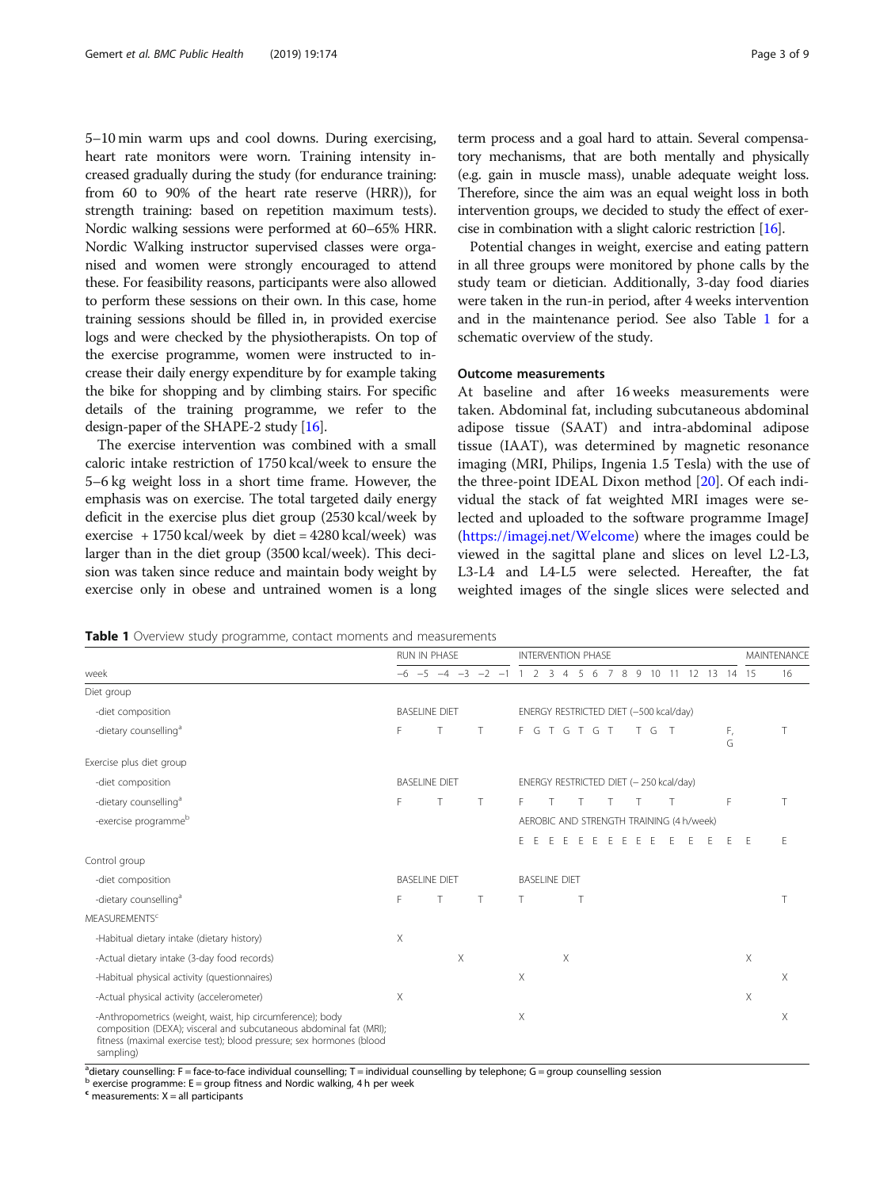5–10 min warm ups and cool downs. During exercising, heart rate monitors were worn. Training intensity increased gradually during the study (for endurance training: from 60 to 90% of the heart rate reserve (HRR)), for strength training: based on repetition maximum tests). Nordic walking sessions were performed at 60–65% HRR. Nordic Walking instructor supervised classes were organised and women were strongly encouraged to attend these. For feasibility reasons, participants were also allowed to perform these sessions on their own. In this case, home training sessions should be filled in, in provided exercise logs and were checked by the physiotherapists. On top of the exercise programme, women were instructed to increase their daily energy expenditure by for example taking the bike for shopping and by climbing stairs. For specific details of the training programme, we refer to the design-paper of the SHAPE-2 study [16].

The exercise intervention was combined with a small caloric intake restriction of 1750 kcal/week to ensure the 5–6 kg weight loss in a short time frame. However, the emphasis was on exercise. The total targeted daily energy deficit in the exercise plus diet group (2530 kcal/week by exercise + 1750 kcal/week by diet = 4280 kcal/week) was larger than in the diet group (3500 kcal/week). This decision was taken since reduce and maintain body weight by exercise only in obese and untrained women is a long term process and a goal hard to attain. Several compensatory mechanisms, that are both mentally and physically (e.g. gain in muscle mass), unable adequate weight loss. Therefore, since the aim was an equal weight loss in both intervention groups, we decided to study the effect of exercise in combination with a slight caloric restriction [16].

Potential changes in weight, exercise and eating pattern in all three groups were monitored by phone calls by the study team or dietician. Additionally, 3-day food diaries were taken in the run-in period, after 4 weeks intervention and in the maintenance period. See also Table 1 for a schematic overview of the study.

### Outcome measurements

At baseline and after 16 weeks measurements were taken. Abdominal fat, including subcutaneous abdominal adipose tissue (SAAT) and intra-abdominal adipose tissue (IAAT), was determined by magnetic resonance imaging (MRI, Philips, Ingenia 1.5 Tesla) with the use of the three-point IDEAL Dixon method [20]. Of each individual the stack of fat weighted MRI images were selected and uploaded to the software programme ImageJ (https://imagej.net/Welcome) where the images could be viewed in the sagittal plane and slices on level L2-L3, L3-L4 and L4-L5 were selected. Hereafter, the fat weighted images of the single slices were selected and

**Table 1** Overview study programme, contact moments and measurements

| | RUN IN PHASE | | | | | | INTERVENTION PHASE | | | | | | | | | | | | | | MAINTENANCE | |
|---|---|---|---|---|---|---|---|---|---|---|---|---|---|---|---|---|---|---|---|---|---|---|
| week | −6 | −5 | −4 | −3 | −2 | −1 | 1 | 2 | 3 | 4 | 5 | 6 | 7 | 8 | 9 | 10 | 11 | 12 | 13 | 14 | 15 | 16 |
| Diet group | | | | | | | | | | | | | | | | | | | | | | |
| -diet composition | BASELINE DIET | | | | | | ENERGY RESTRICTED DIET (−500 kcal/day) | | | | | | | | | | | | | | | |
| -dietary counselling[a] | F | | T | | T | | F | G | T | G | T | G | T | | T | G | T | | | F, G | | T |
| Exercise plus diet group | | | | | | | | | | | | | | | | | | | | | | |
| -diet composition | BASELINE DIET | | | | | | ENERGY RESTRICTED DIET (− 250 kcal/day) | | | | | | | | | | | | | | | |
| -dietary counselling[a] | F | | T | | T | | F | | T | | T | | T | | T | | T | | | F | | T |
| -exercise programme[b] | | | | | | | AEROBIC AND STRENGTH TRAINING (4 h/week) | | | | | | | | | | | | | | | |
| | | | | | | | E | E | E | E | E | E | E | E | E | E | E | E | E | E | E | E |
| Control group | | | | | | | | | | | | | | | | | | | | | | |
| -diet composition | BASELINE DIET | | | | | | BASELINE DIET | | | | | | | | | | | | | | | |
| -dietary counselling[a] | F | | T | | T | | T | | | | T | | | | | | | | | | | T |
| MEASUREMENTS[c] | | | | | | | | | | | | | | | | | | | | | | |
| -Habitual dietary intake (dietary history) | X | | | | | | | | | | | | | | | | | | | | | |
| -Actual dietary intake (3-day food records) | | | | X | | | | | | X | | | | | | | | | | | X | |
| -Habitual physical activity (questionnaires) | | | | | | | X | | | | | | | | | | | | | | | X |
| -Actual physical activity (accelerometer) | X | | | | | | | | | | | | | | | | | | | | X | |
| -Anthropometrics (weight, waist, hip circumference); body composition (DEXA); visceral and subcutaneous abdominal fat (MRI); fitness (maximal exercise test); blood pressure; sex hormones (blood sampling) | | | | | | | X | | | | | | | | | | | | | | | X |

[a] dietary counselling: F = face-to-face individual counselling; T = individual counselling by telephone; G = group counselling session
[b] exercise programme: E = group fitness and Nordic walking, 4 h per week
[c] measurements: X = all participants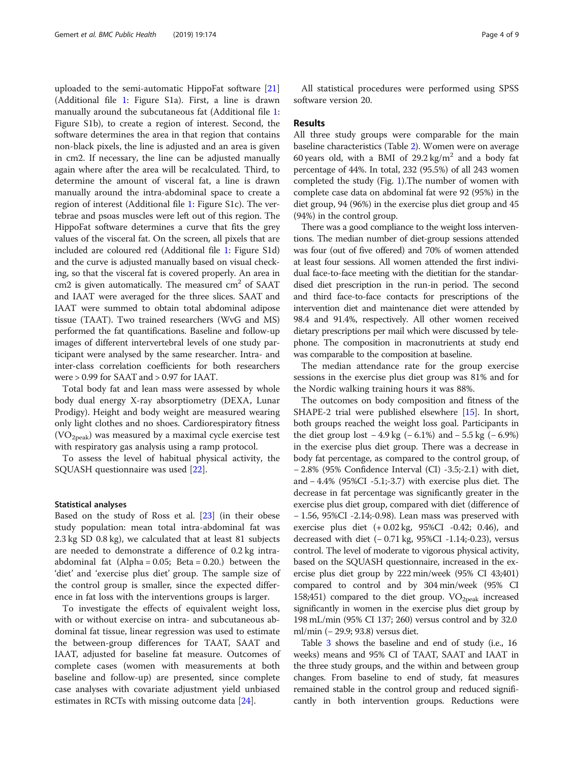uploaded to the semi-automatic HippoFat software [21] (Additional file 1: Figure S1a). First, a line is drawn manually around the subcutaneous fat (Additional file 1: Figure S1b), to create a region of interest. Second, the software determines the area in that region that contains non-black pixels, the line is adjusted and an area is given in cm2. If necessary, the line can be adjusted manually again where after the area will be recalculated. Third, to determine the amount of visceral fat, a line is drawn manually around the intra-abdominal space to create a region of interest (Additional file 1: Figure S1c). The vertebrae and psoas muscles were left out of this region. The HippoFat software determines a curve that fits the grey values of the visceral fat. On the screen, all pixels that are included are coloured red (Additional file 1: Figure S1d) and the curve is adjusted manually based on visual checking, so that the visceral fat is covered properly. An area in cm2 is given automatically. The measured $cm^2$ of SAAT and IAAT were averaged for the three slices. SAAT and IAAT were summed to obtain total abdominal adipose tissue (TAAT). Two trained researchers (WvG and MS) performed the fat quantifications. Baseline and follow-up images of different intervertebral levels of one study participant were analysed by the same researcher. Intra- and inter-class correlation coefficients for both researchers were > 0.99 for SAAT and > 0.97 for IAAT.

Total body fat and lean mass were assessed by whole body dual energy X-ray absorptiometry (DEXA, Lunar Prodigy). Height and body weight are measured wearing only light clothes and no shoes. Cardiorespiratory fitness ($VO_{2peak}$) was measured by a maximal cycle exercise test with respiratory gas analysis using a ramp protocol.

To assess the level of habitual physical activity, the SQUASH questionnaire was used [22].

### Statistical analyses

Based on the study of Ross et al. [23] (in their obese study population: mean total intra-abdominal fat was 2.3 kg SD 0.8 kg), we calculated that at least 81 subjects are needed to demonstrate a difference of 0.2 kg intra-abdominal fat (Alpha = 0.05; Beta = 0.20.) between the 'diet' and 'exercise plus diet' group. The sample size of the control group is smaller, since the expected difference in fat loss with the interventions groups is larger.

To investigate the effects of equivalent weight loss, with or without exercise on intra- and subcutaneous abdominal fat tissue, linear regression was used to estimate the between-group differences for TAAT, SAAT and IAAT, adjusted for baseline fat measure. Outcomes of complete cases (women with measurements at both baseline and follow-up) are presented, since complete case analyses with covariate adjustment yield unbiased estimates in RCTs with missing outcome data [24].

All statistical procedures were performed using SPSS software version 20.

## Results

All three study groups were comparable for the main baseline characteristics (Table 2). Women were on average 60 years old, with a BMI of 29.2 $kg/m^2$ and a body fat percentage of 44%. In total, 232 (95.5%) of all 243 women completed the study (Fig. 1).The number of women with complete case data on abdominal fat were 92 (95%) in the diet group, 94 (96%) in the exercise plus diet group and 45 (94%) in the control group.

There was a good compliance to the weight loss interventions. The median number of diet-group sessions attended was four (out of five offered) and 70% of women attended at least four sessions. All women attended the first individual face-to-face meeting with the dietitian for the standardised diet prescription in the run-in period. The second and third face-to-face contacts for prescriptions of the intervention diet and maintenance diet were attended by 98.4 and 91.4%, respectively. All other women received dietary prescriptions per mail which were discussed by telephone. The composition in macronutrients at study end was comparable to the composition at baseline.

The median attendance rate for the group exercise sessions in the exercise plus diet group was 81% and for the Nordic walking training hours it was 88%.

The outcomes on body composition and fitness of the SHAPE-2 trial were published elsewhere [15]. In short, both groups reached the weight loss goal. Participants in the diet group lost – 4.9 kg (– 6.1%) and – 5.5 kg (– 6.9%) in the exercise plus diet group. There was a decrease in body fat percentage, as compared to the control group, of – 2.8% (95% Confidence Interval (CI) -3.5;-2.1) with diet, and – 4.4% (95%CI -5.1;-3.7) with exercise plus diet. The decrease in fat percentage was significantly greater in the exercise plus diet group, compared with diet (difference of – 1.56, 95%CI -2.14;-0.98). Lean mass was preserved with exercise plus diet (+ 0.02 kg, 95%CI -0.42; 0.46), and decreased with diet (– 0.71 kg, 95%CI -1.14;-0.23), versus control. The level of moderate to vigorous physical activity, based on the SQUASH questionnaire, increased in the exercise plus diet group by 222 min/week (95% CI 43;401) compared to control and by 304 min/week (95% CI 158;451) compared to the diet group. $VO_{2peak}$ increased significantly in women in the exercise plus diet group by 198 mL/min (95% CI 137; 260) versus control and by 32.0 ml/min (– 29.9; 93.8) versus diet.

Table 3 shows the baseline and end of study (i.e., 16 weeks) means and 95% CI of TAAT, SAAT and IAAT in the three study groups, and the within and between group changes. From baseline to end of study, fat measures remained stable in the control group and reduced significantly in both intervention groups. Reductions were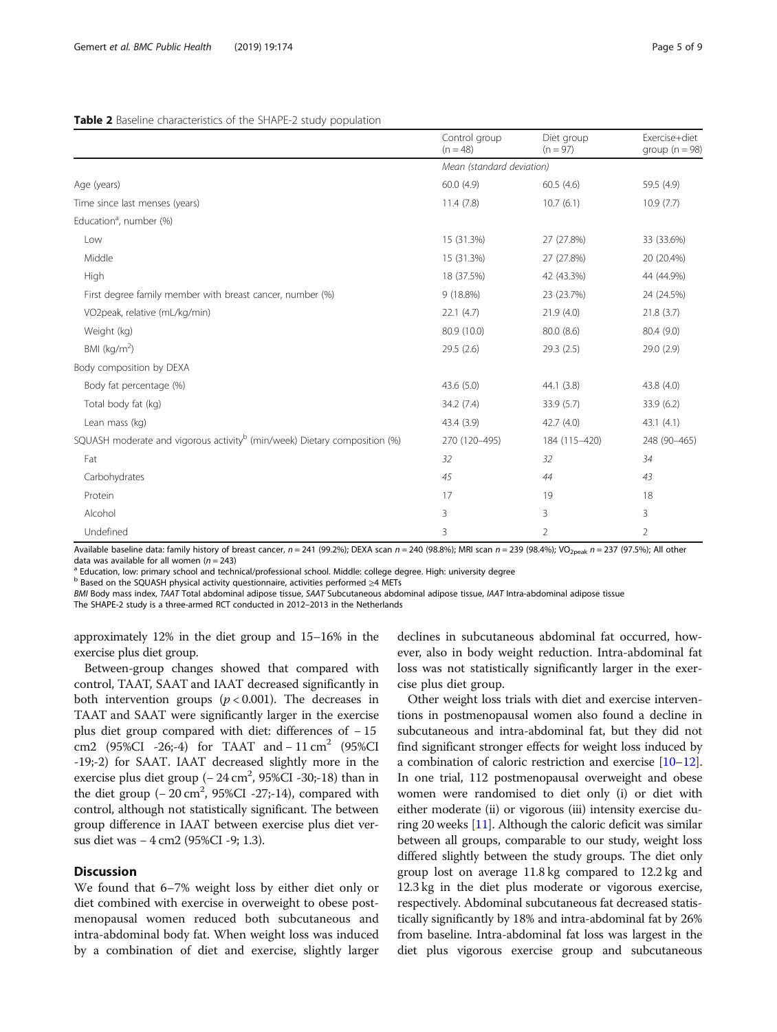**Table 2** Baseline characteristics of the SHAPE-2 study population

| | Control group (n = 48) | Diet group (n = 97) | Exercise+diet group (n = 98) |
|---|---|---|---|
| | *Mean (standard deviation)* | | |
| Age (years) | 60.0 (4.9) | 60.5 (4.6) | 59.5 (4.9) |
| Time since last menses (years) | 11.4 (7.8) | 10.7 (6.1) | 10.9 (7.7) |
| Education[a], number (%) | | | |
| Low | 15 (31.3%) | 27 (27.8%) | 33 (33.6%) |
| Middle | 15 (31.3%) | 27 (27.8%) | 20 (20.4%) |
| High | 18 (37.5%) | 42 (43.3%) | 44 (44.9%) |
| First degree family member with breast cancer, number (%) | 9 (18.8%) | 23 (23.7%) | 24 (24.5%) |
| VO2peak, relative (mL/kg/min) | 22.1 (4.7) | 21.9 (4.0) | 21.8 (3.7) |
| Weight (kg) | 80.9 (10.0) | 80.0 (8.6) | 80.4 (9.0) |
| BMI (kg/m$^2$) | 29.5 (2.6) | 29.3 (2.5) | 29.0 (2.9) |
| Body composition by DEXA | | | |
| Body fat percentage (%) | 43.6 (5.0) | 44.1 (3.8) | 43.8 (4.0) |
| Total body fat (kg) | 34.2 (7.4) | 33.9 (5.7) | 33.9 (6.2) |
| Lean mass (kg) | 43.4 (3.9) | 42.7 (4.0) | 43.1 (4.1) |
| SQUASH moderate and vigorous activity[b] (min/week) Dietary composition (%) | 270 (120–495) | 184 (115–420) | 248 (90–465) |
| Fat | *32* | *32* | *34* |
| Carbohydrates | *45* | *44* | *43* |
| Protein | 17 | 19 | 18 |
| Alcohol | 3 | 3 | 3 |
| Undefined | 3 | 2 | 2 |

Available baseline data: family history of breast cancer, $n = 241$ (99.2%); DEXA scan $n = 240$ (98.8%); MRI scan $n = 239$ (98.4%); $VO_{2peak}$ $n = 237$ (97.5%); All other data was available for all women ($n = 243$)

[a] Education, low: primary school and technical/professional school. Middle: college degree. High: university degree

[b] Based on the SQUASH physical activity questionnaire, activities performed ≥4 METs

*BMI* Body mass index, *TAAT* Total abdominal adipose tissue, *SAAT* Subcutaneous abdominal adipose tissue, *IAAT* Intra-abdominal adipose tissue

The SHAPE-2 study is a three-armed RCT conducted in 2012–2013 in the Netherlands

approximately 12% in the diet group and 15–16% in the exercise plus diet group.

Between-group changes showed that compared with control, TAAT, SAAT and IAAT decreased significantly in both intervention groups ($p < 0.001$). The decreases in TAAT and SAAT were significantly larger in the exercise plus diet group compared with diet: differences of − 15 cm2 (95%CI -26;-4) for TAAT and − 11 cm$^2$ (95%CI -19;-2) for SAAT. IAAT decreased slightly more in the exercise plus diet group (− 24 cm$^2$, 95%CI -30;-18) than in the diet group (− 20 cm$^2$, 95%CI -27;-14), compared with control, although not statistically significant. The between group difference in IAAT between exercise plus diet versus diet was − 4 cm2 (95%CI -9; 1.3).

## Discussion

We found that 6–7% weight loss by either diet only or diet combined with exercise in overweight to obese postmenopausal women reduced both subcutaneous and intra-abdominal body fat. When weight loss was induced by a combination of diet and exercise, slightly larger declines in subcutaneous abdominal fat occurred, however, also in body weight reduction. Intra-abdominal fat loss was not statistically significantly larger in the exercise plus diet group.

Other weight loss trials with diet and exercise interventions in postmenopausal women also found a decline in subcutaneous and intra-abdominal fat, but they did not find significant stronger effects for weight loss induced by a combination of caloric restriction and exercise [10–12]. In one trial, 112 postmenopausal overweight and obese women were randomised to diet only (i) or diet with either moderate (ii) or vigorous (iii) intensity exercise during 20 weeks [11]. Although the caloric deficit was similar between all groups, comparable to our study, weight loss differed slightly between the study groups. The diet only group lost on average 11.8 kg compared to 12.2 kg and 12.3 kg in the diet plus moderate or vigorous exercise, respectively. Abdominal subcutaneous fat decreased statistically significantly by 18% and intra-abdominal fat by 26% from baseline. Intra-abdominal fat loss was largest in the diet plus vigorous exercise group and subcutaneous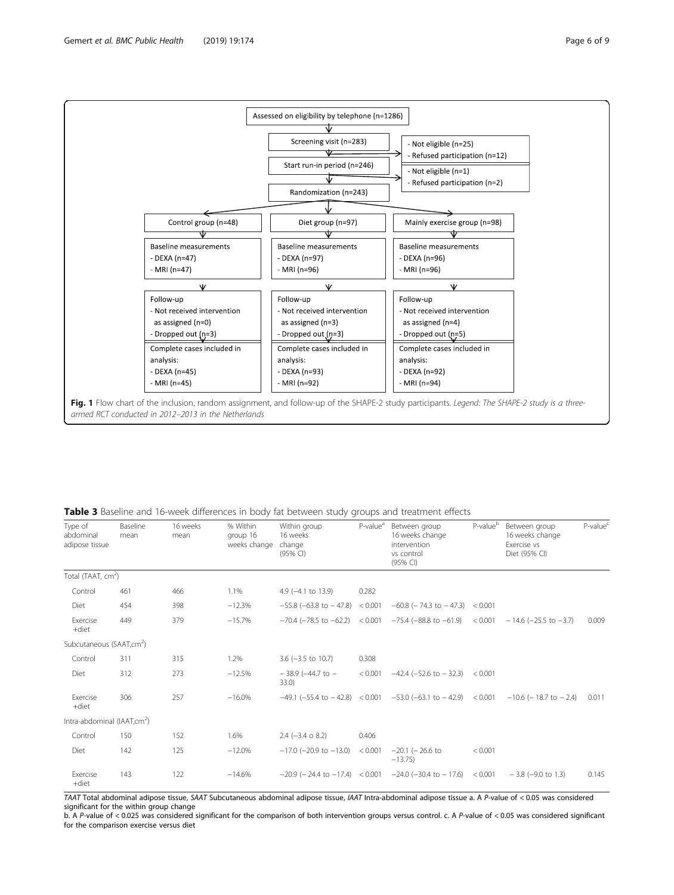Assessed on eligibility by telephone (n=1286)

Screening visit (n=283)
- Not eligible (n=25)
- Refused participation (n=12)

Start run-in period (n=246)
- Not eligible (n=1)
- Refused participation (n=2)

Randomization (n=243)

| Control group (n=48) | Diet group (n=97) | Mainly exercise group (n=98) |
|---|---|---|
| Baseline measurements<br>- DEXA (n=47)<br>- MRI (n=47) | Baseline measurements<br>- DEXA (n=97)<br>- MRI (n=96) | Baseline measurements<br>- DEXA (n=96)<br>- MRI (n=96) |
| Follow-up<br>- Not received intervention as assigned (n=0)<br>- Dropped out (n=3) | Follow-up<br>- Not received intervention as assigned (n=3)<br>- Dropped out (n=3) | Follow-up<br>- Not received intervention as assigned (n=4)<br>- Dropped out (n=5) |
| Complete cases included in analysis:<br>- DEXA (n=45)<br>- MRI (n=45) | Complete cases included in analysis:<br>- DEXA (n=93)<br>- MRI (n=92) | Complete cases included in analysis:<br>- DEXA (n=92)<br>- MRI (n=94) |

**Fig. 1** Flow chart of the inclusion, random assignment, and follow-up of the SHAPE-2 study participants. *Legend: The SHAPE-2 study is a three-armed RCT conducted in 2012–2013 in the Netherlands*

**Table 3** Baseline and 16-week differences in body fat between study groups and treatment effects

| Type of abdominal adipose tissue | Baseline mean | 16 weeks mean | % Within group 16 weeks change | Within group 16 weeks change (95% CI) | P-value[a] | Between group 16 weeks change intervention vs control (95% CI) | P-value[b] | Between group 16 weeks change Exercise vs Diet (95% CI) | P-value[c] |
|---|---|---|---|---|---|---|---|---|---|
| Total (TAAT, $cm^2$) | | | | | | | | | |
| Control | 461 | 466 | 1.1% | 4.9 (−4.1 to 13.9) | 0.282 | | | | |
| Diet | 454 | 398 | −12.3% | −55.8 (−63.8 to − 47.8) | < 0.001 | −60.8 (− 74.3 to − 47.3) | < 0.001 | | |
| Exercise +diet | 449 | 379 | −15.7% | −70.4 (−78.5 to −62.2) | < 0.001 | −75.4 (−88.8 to −61.9) | < 0.001 | − 14.6 (−25.5 to −3.7) | 0.009 |
| Subcutaneous (SAAT,$cm^2$) | | | | | | | | | |
| Control | 311 | 315 | 1.2% | 3.6 (−3.5 to 10.7) | 0.308 | | | | |
| Diet | 312 | 273 | −12.5% | − 38.9 (−44.7 to − 33.0) | < 0.001 | −42.4 (−52.6 to − 32.3) | < 0.001 | | |
| Exercise +diet | 306 | 257 | −16.0% | −49.1 (−55.4 to − 42.8) | < 0.001 | −53.0 (−63.1 to − 42.9) | < 0.001 | −10.6 (− 18.7 to − 2.4) | 0.011 |
| Intra-abdominal (IAAT,$cm^2$) | | | | | | | | | |
| Control | 150 | 152 | 1.6% | 2.4 (−3.4 o 8.2) | 0.406 | | | | |
| Diet | 142 | 125 | −12.0% | −17.0 (−20.9 to −13.0) | < 0.001 | −20.1 (− 26.6 to −13.75) | < 0.001 | | |
| Exercise +diet | 143 | 122 | −14.6% | −20.9 (− 24.4 to −17.4) | < 0.001 | −24.0 (−30.4 to − 17.6) | < 0.001 | − 3.8 (−9.0 to 1.3) | 0.145 |

*TAAT* Total abdominal adipose tissue, *SAAT* Subcutaneous abdominal adipose tissue, *IAAT* Intra-abdominal adipose tissue a. A *P*-value of < 0.05 was considered significant for the within group change
b. A *P*-value of < 0.025 was considered significant for the comparison of both intervention groups versus control. c. A *P*-value of < 0.05 was considered significant for the comparison exercise versus diet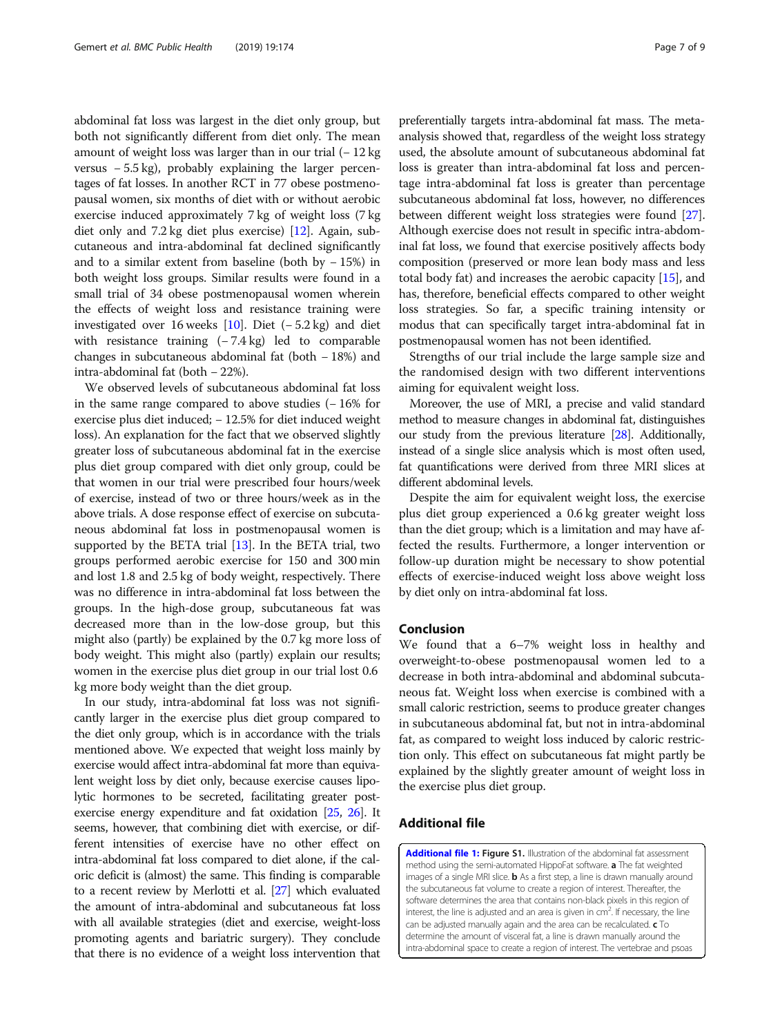abdominal fat loss was largest in the diet only group, but both not significantly different from diet only. The mean amount of weight loss was larger than in our trial (− 12 kg versus − 5.5 kg), probably explaining the larger percentages of fat losses. In another RCT in 77 obese postmenopausal women, six months of diet with or without aerobic exercise induced approximately 7 kg of weight loss (7 kg diet only and 7.2 kg diet plus exercise) [12]. Again, subcutaneous and intra-abdominal fat declined significantly and to a similar extent from baseline (both by − 15%) in both weight loss groups. Similar results were found in a small trial of 34 obese postmenopausal women wherein the effects of weight loss and resistance training were investigated over 16 weeks [10]. Diet (− 5.2 kg) and diet with resistance training (− 7.4 kg) led to comparable changes in subcutaneous abdominal fat (both − 18%) and intra-abdominal fat (both − 22%).

We observed levels of subcutaneous abdominal fat loss in the same range compared to above studies (− 16% for exercise plus diet induced; − 12.5% for diet induced weight loss). An explanation for the fact that we observed slightly greater loss of subcutaneous abdominal fat in the exercise plus diet group compared with diet only group, could be that women in our trial were prescribed four hours/week of exercise, instead of two or three hours/week as in the above trials. A dose response effect of exercise on subcutaneous abdominal fat loss in postmenopausal women is supported by the BETA trial [13]. In the BETA trial, two groups performed aerobic exercise for 150 and 300 min and lost 1.8 and 2.5 kg of body weight, respectively. There was no difference in intra-abdominal fat loss between the groups. In the high-dose group, subcutaneous fat was decreased more than in the low-dose group, but this might also (partly) be explained by the 0.7 kg more loss of body weight. This might also (partly) explain our results; women in the exercise plus diet group in our trial lost 0.6 kg more body weight than the diet group.

In our study, intra-abdominal fat loss was not significantly larger in the exercise plus diet group compared to the diet only group, which is in accordance with the trials mentioned above. We expected that weight loss mainly by exercise would affect intra-abdominal fat more than equivalent weight loss by diet only, because exercise causes lipolytic hormones to be secreted, facilitating greater post-exercise energy expenditure and fat oxidation [25, 26]. It seems, however, that combining diet with exercise, or different intensities of exercise have no other effect on intra-abdominal fat loss compared to diet alone, if the caloric deficit is (almost) the same. This finding is comparable to a recent review by Merlotti et al. [27] which evaluated the amount of intra-abdominal and subcutaneous fat loss with all available strategies (diet and exercise, weight-loss promoting agents and bariatric surgery). They conclude that there is no evidence of a weight loss intervention that preferentially targets intra-abdominal fat mass. The meta-analysis showed that, regardless of the weight loss strategy used, the absolute amount of subcutaneous abdominal fat loss is greater than intra-abdominal fat loss and percentage intra-abdominal fat loss is greater than percentage subcutaneous abdominal fat loss, however, no differences between different weight loss strategies were found [27]. Although exercise does not result in specific intra-abdominal fat loss, we found that exercise positively affects body composition (preserved or more lean body mass and less total body fat) and increases the aerobic capacity [15], and has, therefore, beneficial effects compared to other weight loss strategies. So far, a specific training intensity or modus that can specifically target intra-abdominal fat in postmenopausal women has not been identified.

Strengths of our trial include the large sample size and the randomised design with two different interventions aiming for equivalent weight loss.

Moreover, the use of MRI, a precise and valid standard method to measure changes in abdominal fat, distinguishes our study from the previous literature [28]. Additionally, instead of a single slice analysis which is most often used, fat quantifications were derived from three MRI slices at different abdominal levels.

Despite the aim for equivalent weight loss, the exercise plus diet group experienced a 0.6 kg greater weight loss than the diet group; which is a limitation and may have affected the results. Furthermore, a longer intervention or follow-up duration might be necessary to show potential effects of exercise-induced weight loss above weight loss by diet only on intra-abdominal fat loss.

## Conclusion

We found that a 6–7% weight loss in healthy and overweight-to-obese postmenopausal women led to a decrease in both intra-abdominal and abdominal subcutaneous fat. Weight loss when exercise is combined with a small caloric restriction, seems to produce greater changes in subcutaneous abdominal fat, but not in intra-abdominal fat, as compared to weight loss induced by caloric restriction only. This effect on subcutaneous fat might partly be explained by the slightly greater amount of weight loss in the exercise plus diet group.

## Additional file

**Additional file 1: Figure S1.** Illustration of the abdominal fat assessment method using the semi-automated HippoFat software. **a** The fat weighted images of a single MRI slice. **b** As a first step, a line is drawn manually around the subcutaneous fat volume to create a region of interest. Thereafter, the software determines the area that contains non-black pixels in this region of interest, the line is adjusted and an area is given in cm$^2$. If necessary, the line can be adjusted manually again and the area can be recalculated. **c** To determine the amount of visceral fat, a line is drawn manually around the intra-abdominal space to create a region of interest. The vertebrae and psoas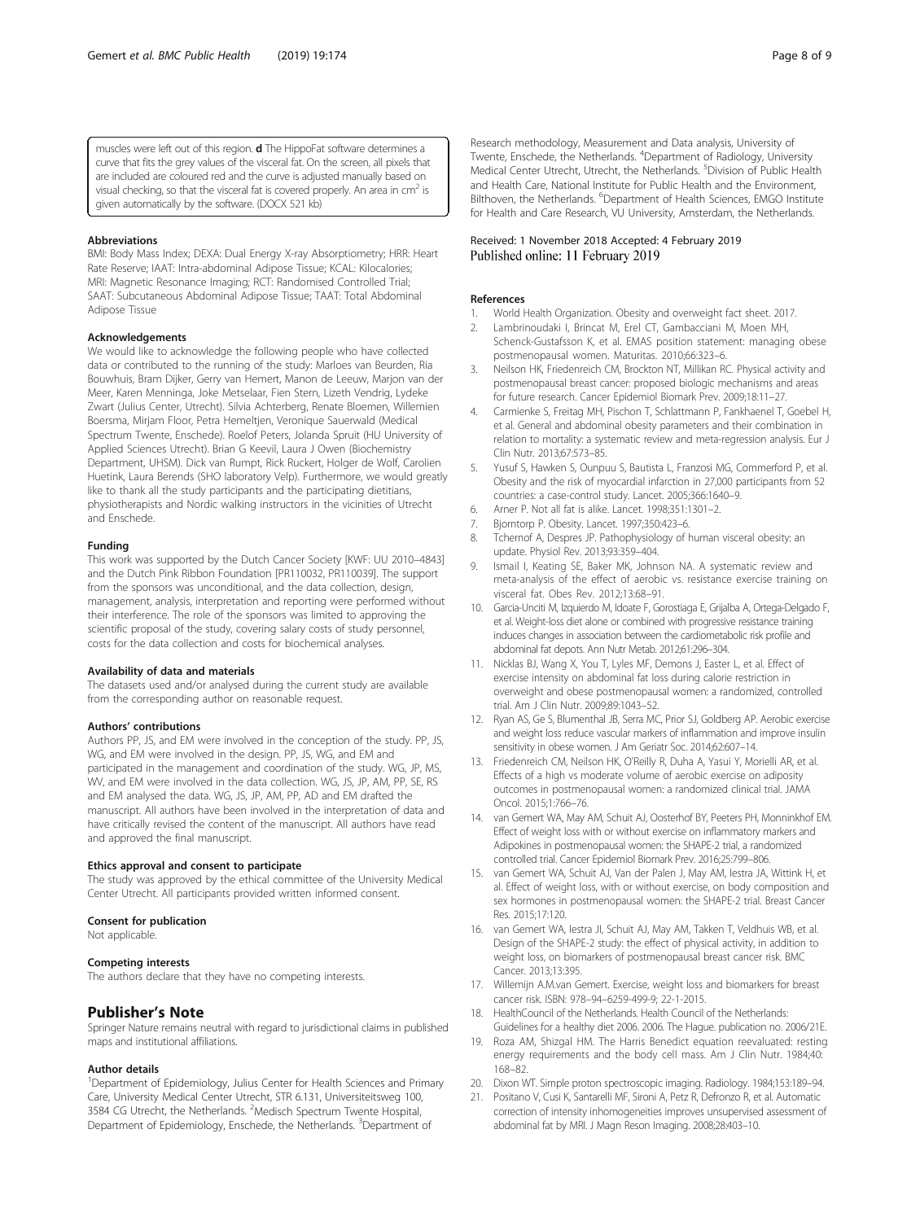muscles were left out of this region. **d** The HippoFat software determines a curve that fits the grey values of the visceral fat. On the screen, all pixels that are included are coloured red and the curve is adjusted manually based on visual checking, so that the visceral fat is covered properly. An area in $cm^2$ is given automatically by the software. (DOCX 521 kb)

#### Abbreviations
BMI: Body Mass Index; DEXA: Dual Energy X-ray Absorptiometry; HRR: Heart Rate Reserve; IAAT: Intra-abdominal Adipose Tissue; KCAL: Kilocalories; MRI: Magnetic Resonance Imaging; RCT: Randomised Controlled Trial; SAAT: Subcutaneous Abdominal Adipose Tissue; TAAT: Total Abdominal Adipose Tissue

#### Acknowledgements
We would like to acknowledge the following people who have collected data or contributed to the running of the study: Marloes van Beurden, Ria Bouwhuis, Bram Dijker, Gerry van Hemert, Manon de Leeuw, Marjon van der Meer, Karen Menninga, Joke Metselaar, Fien Stern, Lizeth Vendrig, Lydeke Zwart (Julius Center, Utrecht). Silvia Achterberg, Renate Bloemen, Willemien Boersma, Mirjam Floor, Petra Hemeltjen, Veronique Sauerwald (Medical Spectrum Twente, Enschede). Roelof Peters, Jolanda Spruit (HU University of Applied Sciences Utrecht). Brian G Keevil, Laura J Owen (Biochemistry Department, UHSM). Dick van Rumpt, Rick Ruckert, Holger de Wolf, Carolien Huetink, Laura Berends (SHO laboratory Velp). Furthermore, we would greatly like to thank all the study participants and the participating dietitians, physiotherapists and Nordic walking instructors in the vicinities of Utrecht and Enschede.

#### Funding
This work was supported by the Dutch Cancer Society [KWF: UU 2010–4843] and the Dutch Pink Ribbon Foundation [PR110032, PR110039]. The support from the sponsors was unconditional, and the data collection, design, management, analysis, interpretation and reporting were performed without their interference. The role of the sponsors was limited to approving the scientific proposal of the study, covering salary costs of study personnel, costs for the data collection and costs for biochemical analyses.

#### Availability of data and materials
The datasets used and/or analysed during the current study are available from the corresponding author on reasonable request.

#### Authors' contributions
Authors PP, JS, and EM were involved in the conception of the study. PP, JS, WG, and EM were involved in the design. PP, JS, WG, and EM and participated in the management and coordination of the study. WG, JP, MS, WV, and EM were involved in the data collection. WG, JS, JP, AM, PP, SE, RS and EM analysed the data. WG, JS, JP, AM, PP, AD and EM drafted the manuscript. All authors have been involved in the interpretation of data and have critically revised the content of the manuscript. All authors have read and approved the final manuscript.

#### Ethics approval and consent to participate
The study was approved by the ethical committee of the University Medical Center Utrecht. All participants provided written informed consent.

#### Consent for publication
Not applicable.

#### Competing interests
The authors declare that they have no competing interests.

## Publisher's Note
Springer Nature remains neutral with regard to jurisdictional claims in published maps and institutional affiliations.

#### Author details
[1]Department of Epidemiology, Julius Center for Health Sciences and Primary Care, University Medical Center Utrecht, STR 6.131, Universiteitsweg 100, 3584 CG Utrecht, the Netherlands. [2]Medisch Spectrum Twente Hospital, Department of Epidemiology, Enschede, the Netherlands. [3]Department of Research methodology, Measurement and Data analysis, University of Twente, Enschede, the Netherlands. [4]Department of Radiology, University Medical Center Utrecht, Utrecht, the Netherlands. [5]Division of Public Health and Health Care, National Institute for Public Health and the Environment, Bilthoven, the Netherlands. [6]Department of Health Sciences, EMGO Institute for Health and Care Research, VU University, Amsterdam, the Netherlands.

Received: 1 November 2018 Accepted: 4 February 2019
Published online: 11 February 2019

#### References
1. World Health Organization. Obesity and overweight fact sheet. 2017.
2. Lambrinoudaki I, Brincat M, Erel CT, Gambacciani M, Moen MH, Schenck-Gustafsson K, et al. EMAS position statement: managing obese postmenopausal women. Maturitas. 2010;66:323–6.
3. Neilson HK, Friedenreich CM, Brockton NT, Millikan RC. Physical activity and postmenopausal breast cancer: proposed biologic mechanisms and areas for future research. Cancer Epidemiol Biomark Prev. 2009;18:11–27.
4. Carmienke S, Freitag MH, Pischon T, Schlattmann P, Fankhaenel T, Goebel H, et al. General and abdominal obesity parameters and their combination in relation to mortality: a systematic review and meta-regression analysis. Eur J Clin Nutr. 2013;67:573–85.
5. Yusuf S, Hawken S, Ounpuu S, Bautista L, Franzosi MG, Commerford P, et al. Obesity and the risk of myocardial infarction in 27,000 participants from 52 countries: a case-control study. Lancet. 2005;366:1640–9.
6. Arner P. Not all fat is alike. Lancet. 1998;351:1301–2.
7. Bjorntorp P. Obesity. Lancet. 1997;350:423–6.
8. Tchernof A, Despres JP. Pathophysiology of human visceral obesity: an update. Physiol Rev. 2013;93:359–404.
9. Ismail I, Keating SE, Baker MK, Johnson NA. A systematic review and meta-analysis of the effect of aerobic vs. resistance exercise training on visceral fat. Obes Rev. 2012;13:68–91.
10. Garcia-Unciti M, Izquierdo M, Idoate F, Gorostiaga E, Grijalba A, Ortega-Delgado F, et al. Weight-loss diet alone or combined with progressive resistance training induces changes in association between the cardiometabolic risk profile and abdominal fat depots. Ann Nutr Metab. 2012;61:296–304.
11. Nicklas BJ, Wang X, You T, Lyles MF, Demons J, Easter L, et al. Effect of exercise intensity on abdominal fat loss during calorie restriction in overweight and obese postmenopausal women: a randomized, controlled trial. Am J Clin Nutr. 2009;89:1043–52.
12. Ryan AS, Ge S, Blumenthal JB, Serra MC, Prior SJ, Goldberg AP. Aerobic exercise and weight loss reduce vascular markers of inflammation and improve insulin sensitivity in obese women. J Am Geriatr Soc. 2014;62:607–14.
13. Friedenreich CM, Neilson HK, O'Reilly R, Duha A, Yasui Y, Morielli AR, et al. Effects of a high vs moderate volume of aerobic exercise on adiposity outcomes in postmenopausal women: a randomized clinical trial. JAMA Oncol. 2015;1:766–76.
14. van Gemert WA, May AM, Schuit AJ, Oosterhof BY, Peeters PH, Monninkhof EM. Effect of weight loss with or without exercise on inflammatory markers and Adipokines in postmenopausal women: the SHAPE-2 trial, a randomized controlled trial. Cancer Epidemiol Biomark Prev. 2016;25:799–806.
15. van Gemert WA, Schuit AJ, Van der Palen J, May AM, Iestra JA, Wittink H, et al. Effect of weight loss, with or without exercise, on body composition and sex hormones in postmenopausal women: the SHAPE-2 trial. Breast Cancer Res. 2015;17:120.
16. van Gemert WA, Iestra JI, Schuit AJ, May AM, Takken T, Veldhuis WB, et al. Design of the SHAPE-2 study: the effect of physical activity, in addition to weight loss, on biomarkers of postmenopausal breast cancer risk. BMC Cancer. 2013;13:395.
17. Willemijn A.M.van Gemert. Exercise, weight loss and biomarkers for breast cancer risk. ISBN: 978–94–6259-499-9; 22-1-2015.
18. HealthCouncil of the Netherlands. Health Council of the Netherlands: Guidelines for a healthy diet 2006. 2006. The Hague. publication no. 2006/21E.
19. Roza AM, Shizgal HM. The Harris Benedict equation reevaluated: resting energy requirements and the body cell mass. Am J Clin Nutr. 1984;40: 168–82.
20. Dixon WT. Simple proton spectroscopic imaging. Radiology. 1984;153:189–94.
21. Positano V, Cusi K, Santarelli MF, Sironi A, Petz R, Defronzo R, et al. Automatic correction of intensity inhomogeneities improves unsupervised assessment of abdominal fat by MRI. J Magn Reson Imaging. 2008;28:403–10.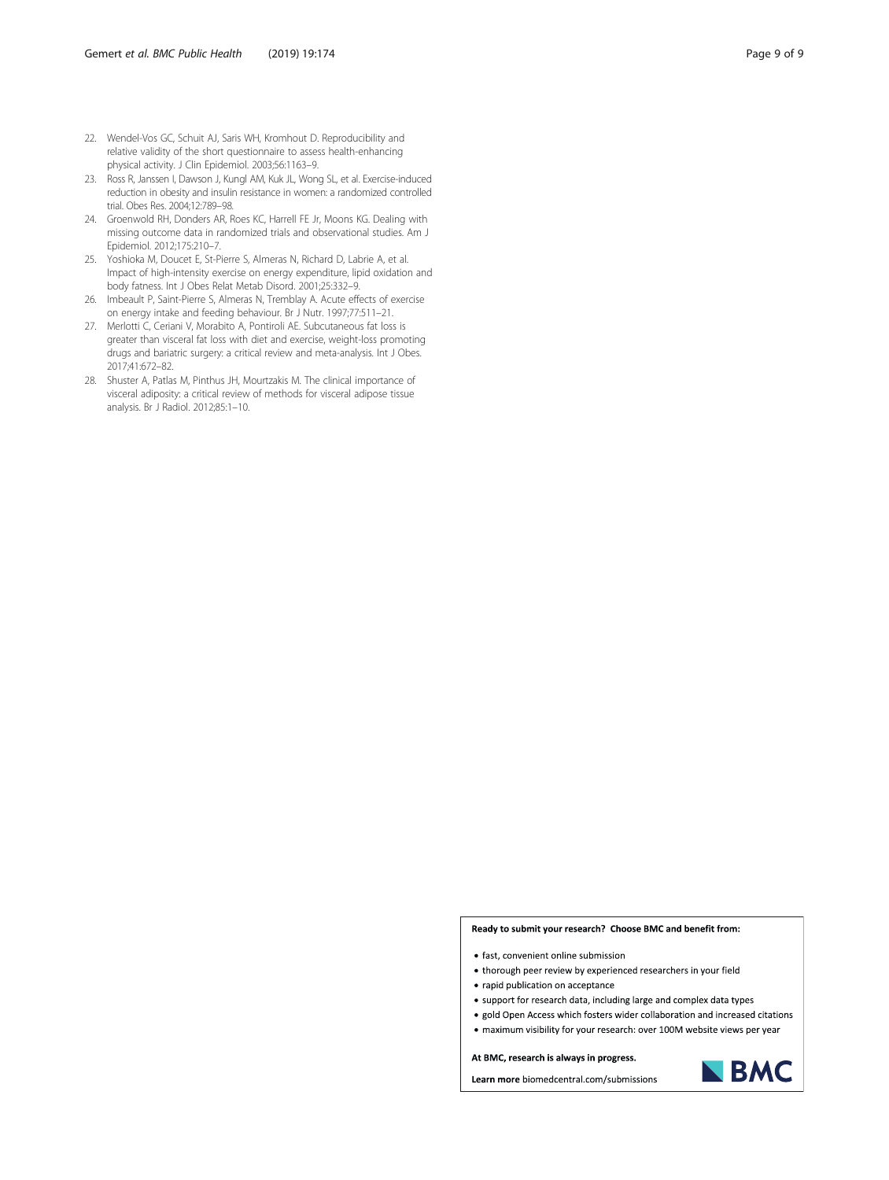22. Wendel-Vos GC, Schuit AJ, Saris WH, Kromhout D. Reproducibility and relative validity of the short questionnaire to assess health-enhancing physical activity. J Clin Epidemiol. 2003;56:1163–9.
23. Ross R, Janssen I, Dawson J, Kungl AM, Kuk JL, Wong SL, et al. Exercise-induced reduction in obesity and insulin resistance in women: a randomized controlled trial. Obes Res. 2004;12:789–98.
24. Groenwold RH, Donders AR, Roes KC, Harrell FE Jr, Moons KG. Dealing with missing outcome data in randomized trials and observational studies. Am J Epidemiol. 2012;175:210–7.
25. Yoshioka M, Doucet E, St-Pierre S, Almeras N, Richard D, Labrie A, et al. Impact of high-intensity exercise on energy expenditure, lipid oxidation and body fatness. Int J Obes Relat Metab Disord. 2001;25:332–9.
26. Imbeault P, Saint-Pierre S, Almeras N, Tremblay A. Acute effects of exercise on energy intake and feeding behaviour. Br J Nutr. 1997;77:511–21.
27. Merlotti C, Ceriani V, Morabito A, Pontiroli AE. Subcutaneous fat loss is greater than visceral fat loss with diet and exercise, weight-loss promoting drugs and bariatric surgery: a critical review and meta-analysis. Int J Obes. 2017;41:672–82.
28. Shuster A, Patlas M, Pinthus JH, Mourtzakis M. The clinical importance of visceral adiposity: a critical review of methods for visceral adipose tissue analysis. Br J Radiol. 2012;85:1–10.

**Ready to submit your research? Choose BMC and benefit from:**

- fast, convenient online submission
- thorough peer review by experienced researchers in your field
- rapid publication on acceptance
- support for research data, including large and complex data types
- gold Open Access which fosters wider collaboration and increased citations
- maximum visibility for your research: over 100M website views per year

**At BMC, research is always in progress.**

**Learn more** biomedcentral.com/submissions

BMC